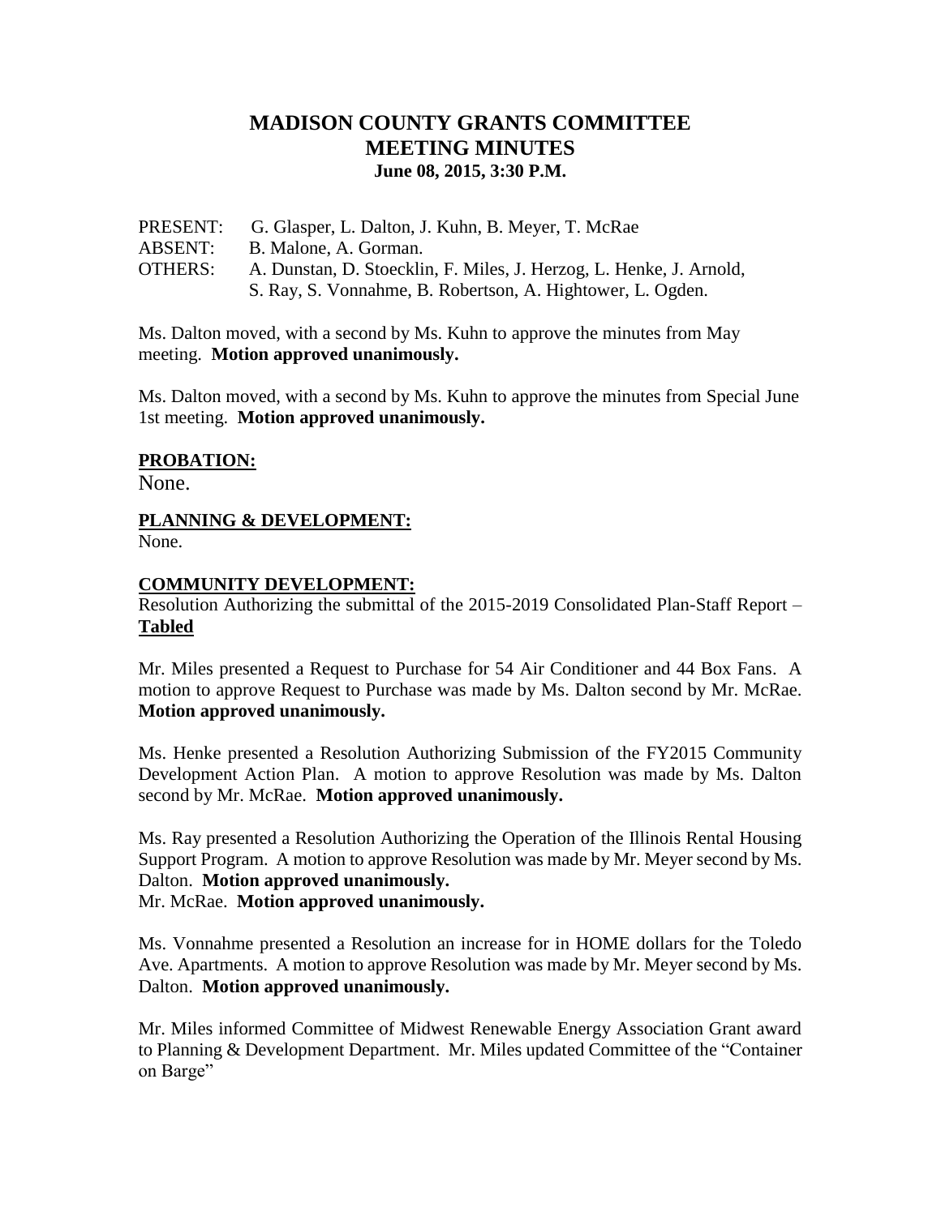# MADISON COUNTY GRANTS COMMITTEE
# MEETING MINUTES
### June 08, 2015, 3:30 P.M.

PRESENT: G. Glasper, L. Dalton, J. Kuhn, B. Meyer, T. McRae
ABSENT: B. Malone, A. Gorman.
OTHERS: A. Dunstan, D. Stoecklin, F. Miles, J. Herzog, L. Henke, J. Arnold, S. Ray, S. Vonnahme, B. Robertson, A. Hightower, L. Ogden.

Ms. Dalton moved, with a second by Ms. Kuhn to approve the minutes from May meeting. **Motion approved unanimously.**

Ms. Dalton moved, with a second by Ms. Kuhn to approve the minutes from Special June 1st meeting. **Motion approved unanimously.**

**PROBATION:**

None.

**PLANNING & DEVELOPMENT:**

None.

**COMMUNITY DEVELOPMENT:**

Resolution Authorizing the submittal of the 2015-2019 Consolidated Plan-Staff Report – **Tabled**

Mr. Miles presented a Request to Purchase for 54 Air Conditioner and 44 Box Fans. A motion to approve Request to Purchase was made by Ms. Dalton second by Mr. McRae. **Motion approved unanimously.**

Ms. Henke presented a Resolution Authorizing Submission of the FY2015 Community Development Action Plan. A motion to approve Resolution was made by Ms. Dalton second by Mr. McRae. **Motion approved unanimously.**

Ms. Ray presented a Resolution Authorizing the Operation of the Illinois Rental Housing Support Program. A motion to approve Resolution was made by Mr. Meyer second by Ms. Dalton. **Motion approved unanimously.**
Mr. McRae. **Motion approved unanimously.**

Ms. Vonnahme presented a Resolution an increase for in HOME dollars for the Toledo Ave. Apartments. A motion to approve Resolution was made by Mr. Meyer second by Ms. Dalton. **Motion approved unanimously.**

Mr. Miles informed Committee of Midwest Renewable Energy Association Grant award to Planning & Development Department. Mr. Miles updated Committee of the "Container on Barge"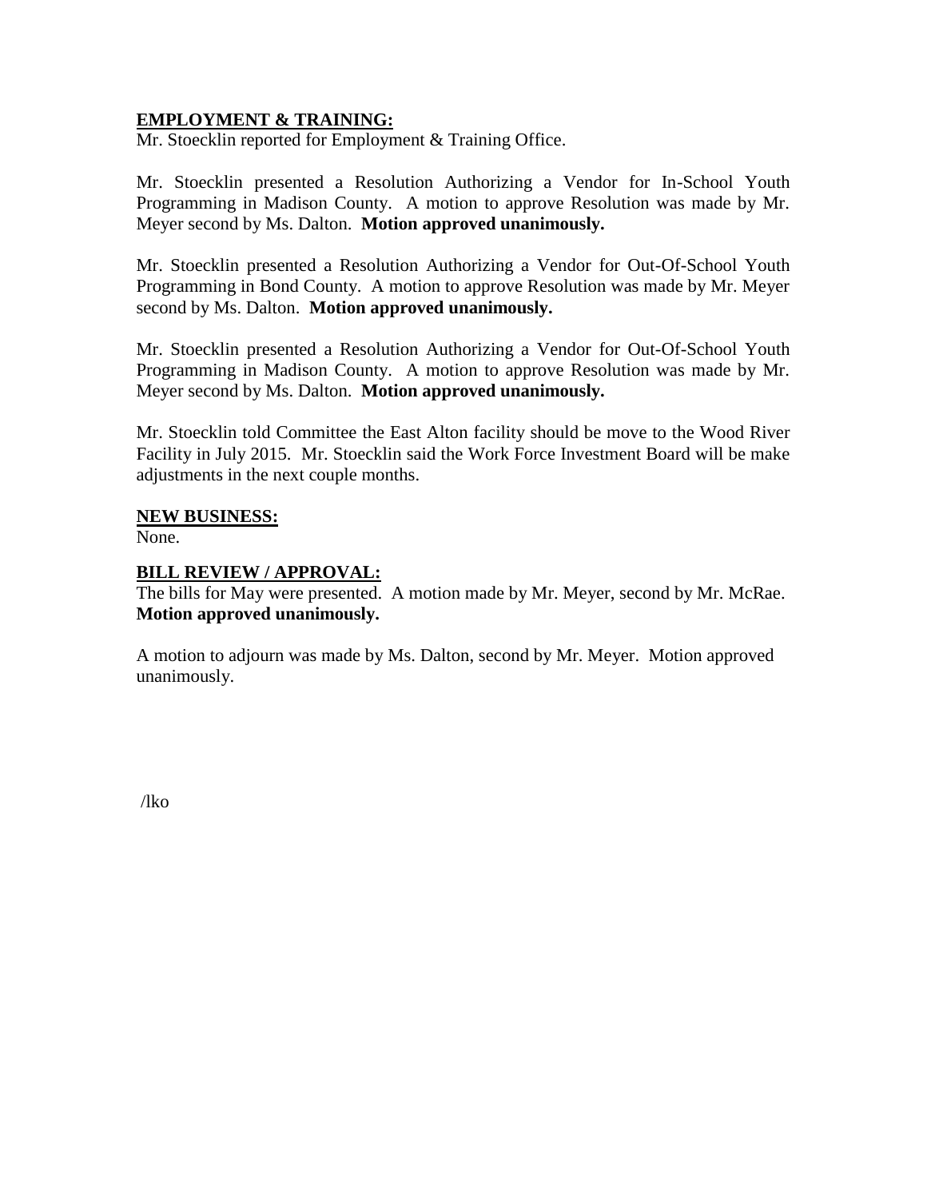**EMPLOYMENT & TRAINING:**

Mr. Stoecklin reported for Employment & Training Office.

Mr. Stoecklin presented a Resolution Authorizing a Vendor for In-School Youth Programming in Madison County. A motion to approve Resolution was made by Mr. Meyer second by Ms. Dalton. **Motion approved unanimously.**

Mr. Stoecklin presented a Resolution Authorizing a Vendor for Out-Of-School Youth Programming in Bond County. A motion to approve Resolution was made by Mr. Meyer second by Ms. Dalton. **Motion approved unanimously.**

Mr. Stoecklin presented a Resolution Authorizing a Vendor for Out-Of-School Youth Programming in Madison County. A motion to approve Resolution was made by Mr. Meyer second by Ms. Dalton. **Motion approved unanimously.**

Mr. Stoecklin told Committee the East Alton facility should be move to the Wood River Facility in July 2015. Mr. Stoecklin said the Work Force Investment Board will be make adjustments in the next couple months.

**NEW BUSINESS:**

None.

**BILL REVIEW / APPROVAL:**

The bills for May were presented. A motion made by Mr. Meyer, second by Mr. McRae. **Motion approved unanimously.**

A motion to adjourn was made by Ms. Dalton, second by Mr. Meyer. Motion approved unanimously.

/lko